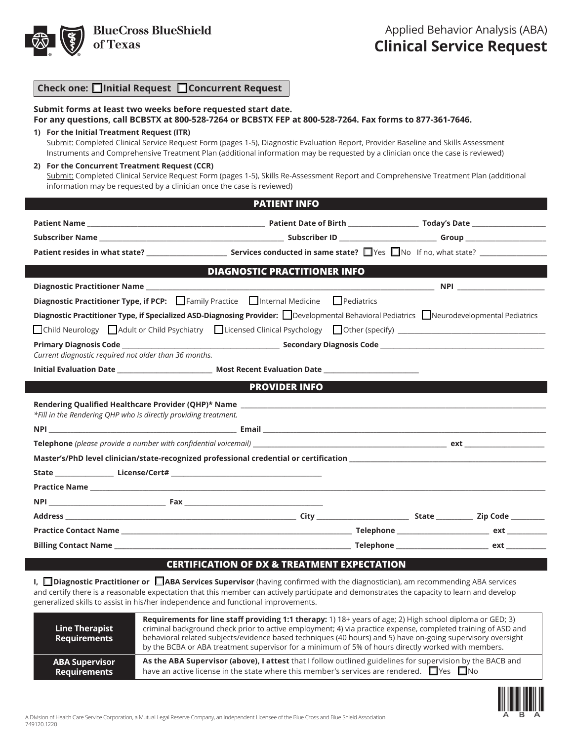BlueCross BlueShield of Texas

# Applied Behavior Analysis (ABA) Clinical Service Request

**Check one:** ☐ **Initial Request** ☐ **Concurrent Request**

**Submit forms at least two weeks before requested start date.**
**For any questions, call BCBSTX at 800-528-7264 or BCBSTX FEP at 800-528-7264. Fax forms to 877-361-7646.**

1) **For the Initial Treatment Request (ITR)**
   Submit: Completed Clinical Service Request Form (pages 1-5), Diagnostic Evaluation Report, Provider Baseline and Skills Assessment Instruments and Comprehensive Treatment Plan (additional information may be requested by a clinician once the case is reviewed)

2) **For the Concurrent Treatment Request (CCR)**
   Submit: Completed Clinical Service Request Form (pages 1-5), Skills Re-Assessment Report and Comprehensive Treatment Plan (additional information may be requested by a clinician once the case is reviewed)

## PATIENT INFO

**Patient Name** ____________ **Patient Date of Birth** ____________ **Today's Date** ____________

**Subscriber Name** ____________ **Subscriber ID** ____________ **Group** ____________

**Patient resides in what state?** ____________ **Services conducted in same state?** ☐ Yes ☐ No If no, what state? ____________

## DIAGNOSTIC PRACTITIONER INFO

**Diagnostic Practitioner Name** ____________ **NPI** ____________

**Diagnostic Practitioner Type, if PCP:** ☐ Family Practice ☐ Internal Medicine ☐ Pediatrics

**Diagnostic Practitioner Type, if Specialized ASD-Diagnosing Provider:** ☐ Developmental Behavioral Pediatrics ☐ Neurodevelopmental Pediatrics ☐ Child Neurology ☐ Adult or Child Psychiatry ☐ Licensed Clinical Psychology ☐ Other (specify) ____________

**Primary Diagnosis Code** ____________ **Secondary Diagnosis Code** ____________

*Current diagnostic required not older than 36 months.*

**Initial Evaluation Date** ____________ **Most Recent Evaluation Date** ____________

## PROVIDER INFO

**Rendering Qualified Healthcare Provider (QHP)* Name** ____________

*Fill in the Rendering QHP who is directly providing treatment.*

**NPI** ____________ **Email** ____________

**Telephone** *(please provide a number with confidential voicemail)* ____________ **ext** ____________

**Master's/PhD level clinician/state-recognized professional credential or certification** ____________

**State** ____________ **License/Cert#** ____________

**Practice Name** ____________

**NPI** ____________ **Fax** ____________

**Address** ____________ **City** ____________ **State** ____________ **Zip Code** ____________

**Practice Contact Name** ____________ **Telephone** ____________ **ext** ____________

**Billing Contact Name** ____________ **Telephone** ____________ **ext** ____________

## CERTIFICATION OF DX & TREATMENT EXPECTATION

**I,** ☐ **Diagnostic Practitioner or** ☐ **ABA Services Supervisor** (having confirmed with the diagnostician), am recommending ABA services and certify there is a reasonable expectation that this member can actively participate and demonstrates the capacity to learn and develop generalized skills to assist in his/her independence and functional improvements.

| | |
|---|---|
| **Line Therapist Requirements** | **Requirements for line staff providing 1:1 therapy:** 1) 18+ years of age; 2) High school diploma or GED; 3) criminal background check prior to active employment; 4) via practice expense, completed training of ASD and behavioral related subjects/evidence based techniques (40 hours) and 5) have on-going supervisory oversight by the BCBA or ABA treatment supervisor for a minimum of 5% of hours directly worked with members. |
| **ABA Supervisor Requirements** | **As the ABA Supervisor (above), I attest** that I follow outlined guidelines for supervision by the BACB and have an active license in the state where this member's services are rendered. ☐ Yes ☐ No |

A Division of Health Care Service Corporation, a Mutual Legal Reserve Company, an Independent Licensee of the Blue Cross and Blue Shield Association
749120.1220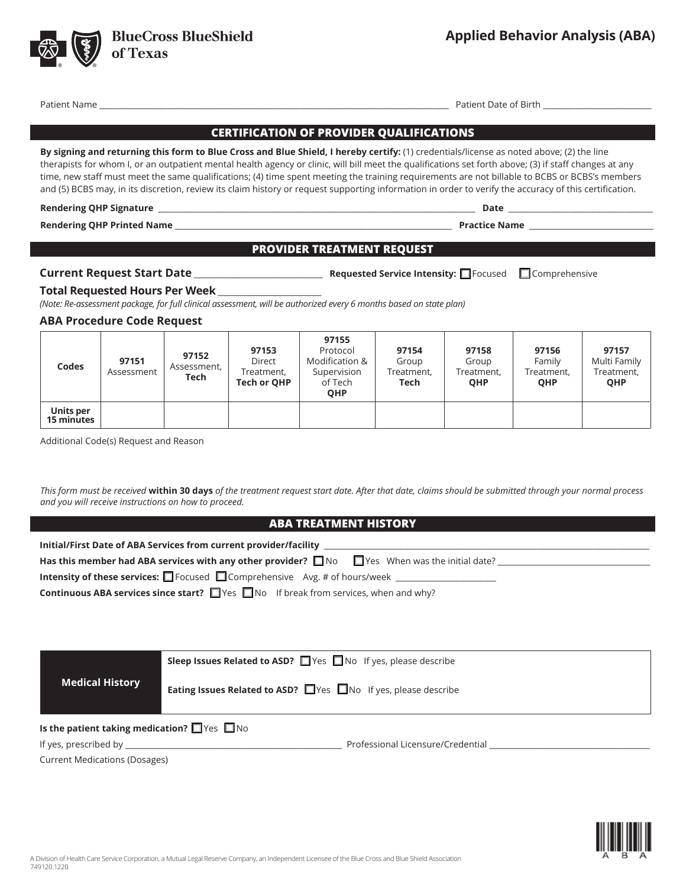**BlueCross BlueShield of Texas**

# Applied Behavior Analysis (ABA)

Patient Name ______________________________ Patient Date of Birth ______________

## CERTIFICATION OF PROVIDER QUALIFICATIONS

**By signing and returning this form to Blue Cross and Blue Shield, I hereby certify:** (1) credentials/license as noted above; (2) the line therapists for whom I, or an outpatient mental health agency or clinic, will bill meet the qualifications set forth above; (3) if staff changes at any time, new staff must meet the same qualifications; (4) time spent meeting the training requirements are not billable to BCBS or BCBS's members and (5) BCBS may, in its discretion, review its claim history or request supporting information in order to verify the accuracy of this certification.

**Rendering QHP Signature** ______________________________ **Date** ______________

**Rendering QHP Printed Name** ______________________________ **Practice Name** ______________

## PROVIDER TREATMENT REQUEST

**Current Request Start Date** ______________ **Requested Service Intensity:** ☐ Focused ☐ Comprehensive

**Total Requested Hours Per Week** ______________

*(Note: Re-assessment package, for full clinical assessment, will be authorized every 6 months based on state plan)*

### ABA Procedure Code Request

| Codes | 97151 Assessment | 97152 Assessment, **Tech** | 97153 Direct Treatment, **Tech or QHP** | 97155 Protocol Modification & Supervision of Tech **QHP** | 97154 Group Treatment, **Tech** | 97158 Group Treatment, **QHP** | 97156 Family Treatment, **QHP** | 97157 Multi Family Treatment, **QHP** |
|---|---|---|---|---|---|---|---|---|
| **Units per 15 minutes** | | | | | | | | |

Additional Code(s) Request and Reason

*This form must be received* **within 30 days** *of the treatment request start date. After that date, claims should be submitted through your normal process and you will receive instructions on how to proceed.*

## ABA TREATMENT HISTORY

**Initial/First Date of ABA Services from current provider/facility** ______________

**Has this member had ABA services with any other provider?** ☐ No ☐ Yes When was the initial date? ______________

**Intensity of these services:** ☐ Focused ☐ Comprehensive Avg. # of hours/week ______________

**Continuous ABA services since start?** ☐ Yes ☐ No If break from services, when and why?

| **Medical History** | **Sleep Issues Related to ASD?** ☐ Yes ☐ No If yes, please describe<br>**Eating Issues Related to ASD?** ☐ Yes ☐ No If yes, please describe |
|---|---|

**Is the patient taking medication?** ☐ Yes ☐ No

If yes, prescribed by ______________________________ Professional Licensure/Credential ______________

Current Medications (Dosages)

A Division of Health Care Service Corporation, a Mutual Legal Reserve Company, an Independent Licensee of the Blue Cross and Blue Shield Association
749120.1220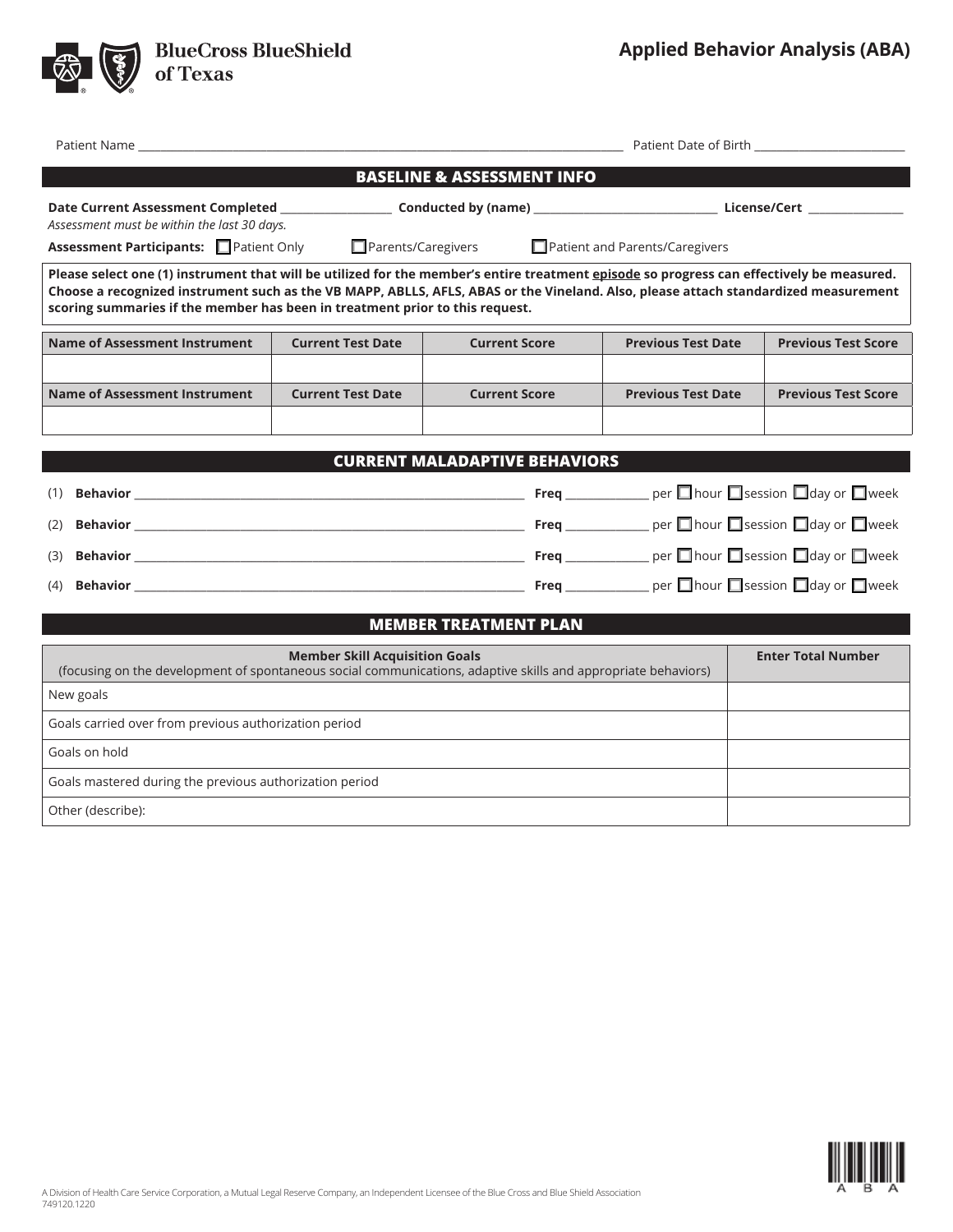BlueCross BlueShield of Texas

# Applied Behavior Analysis (ABA)

Patient Name ____________________________________________ Patient Date of Birth ____________________

## BASELINE & ASSESSMENT INFO

**Date Current Assessment Completed** ________________ **Conducted by (name)** ____________________ **License/Cert** ______________

*Assessment must be within the last 30 days.*

**Assessment Participants:** ☐ Patient Only ☐ Parents/Caregivers ☐ Patient and Parents/Caregivers

**Please select one (1) instrument that will be utilized for the member's entire treatment episode so progress can effectively be measured. Choose a recognized instrument such as the VB MAPP, ABLLS, AFLS, ABAS or the Vineland. Also, please attach standardized measurement scoring summaries if the member has been in treatment prior to this request.**

| Name of Assessment Instrument | Current Test Date | Current Score | Previous Test Date | Previous Test Score |
|---|---|---|---|---|
| | | | | |
| **Name of Assessment Instrument** | **Current Test Date** | **Current Score** | **Previous Test Date** | **Previous Test Score** |
| | | | | |

## CURRENT MALADAPTIVE BEHAVIORS

(1) **Behavior** ______________________________________ **Freq** __________ per ☐ hour ☐ session ☐ day or ☐ week

(2) **Behavior** ______________________________________ **Freq** __________ per ☐ hour ☐ session ☐ day or ☐ week

(3) **Behavior** ______________________________________ **Freq** __________ per ☐ hour ☐ session ☐ day or ☐ week

(4) **Behavior** ______________________________________ **Freq** __________ per ☐ hour ☐ session ☐ day or ☐ week

## MEMBER TREATMENT PLAN

| **Member Skill Acquisition Goals** (focusing on the development of spontaneous social communications, adaptive skills and appropriate behaviors) | **Enter Total Number** |
|---|---|
| New goals | |
| Goals carried over from previous authorization period | |
| Goals on hold | |
| Goals mastered during the previous authorization period | |
| Other (describe): | |

A Division of Health Care Service Corporation, a Mutual Legal Reserve Company, an Independent Licensee of the Blue Cross and Blue Shield Association
749120.1220

A B A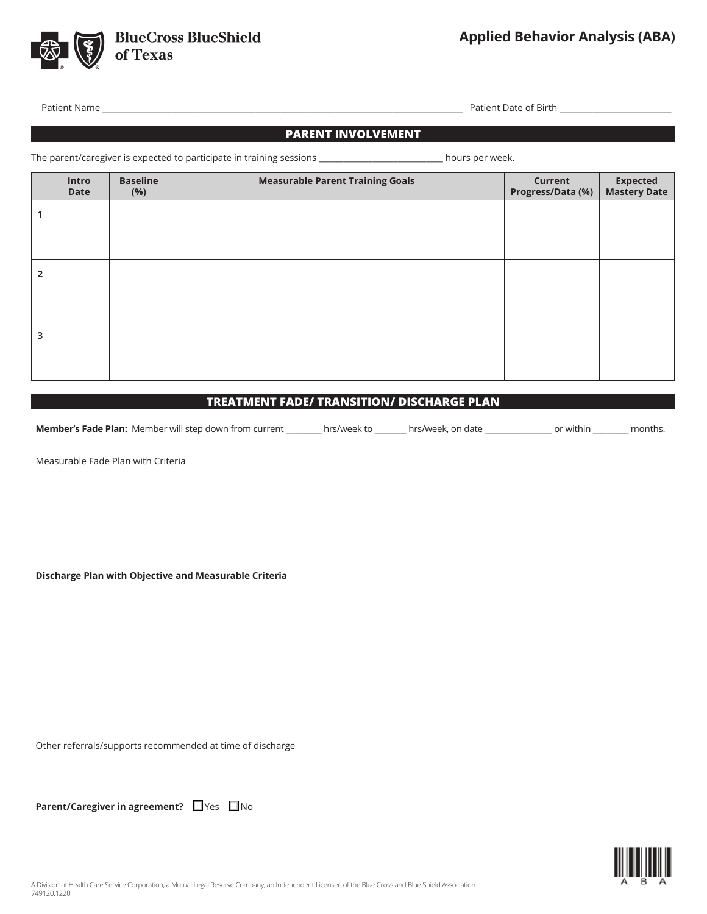BlueCross BlueShield of Texas

# Applied Behavior Analysis (ABA)

Patient Name ____________________________________________ Patient Date of Birth ____________________

## PARENT INVOLVEMENT

The parent/caregiver is expected to participate in training sessions ______________________ hours per week.

| | Intro Date | Baseline (%) | Measurable Parent Training Goals | Current Progress/Data (%) | Expected Mastery Date |
|---|---|---|---|---|---|
| 1 | | | | | |
| 2 | | | | | |
| 3 | | | | | |

## TREATMENT FADE/ TRANSITION/ DISCHARGE PLAN

**Member's Fade Plan:** Member will step down from current ________ hrs/week to _______ hrs/week, on date _______________ or within ________ months.

Measurable Fade Plan with Criteria

**Discharge Plan with Objective and Measurable Criteria**

Other referrals/supports recommended at time of discharge

**Parent/Caregiver in agreement?** ☐ Yes ☐ No

A Division of Health Care Service Corporation, a Mutual Legal Reserve Company, an Independent Licensee of the Blue Cross and Blue Shield Association
749120.1220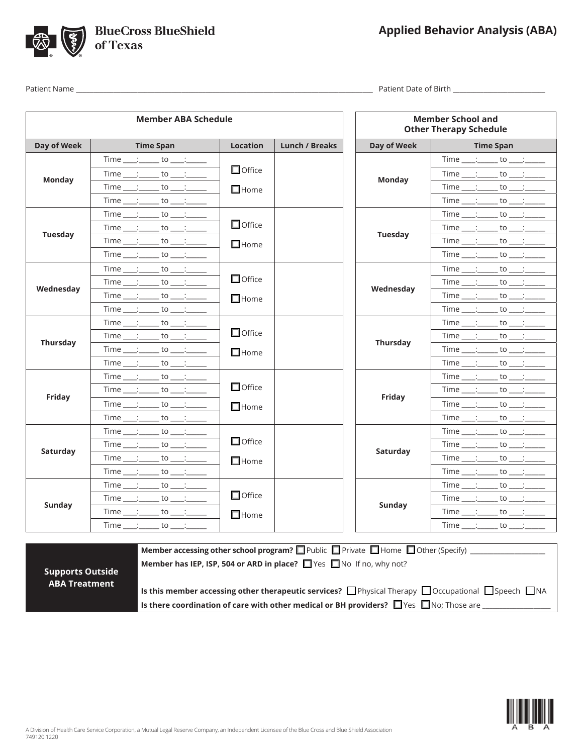BlueCross BlueShield of Texas

# Applied Behavior Analysis (ABA)

Patient Name ______________________________ Patient Date of Birth ____________________

| Member ABA Schedule | | | |
|---|---|---|---|
| **Day of Week** | **Time Span** | **Location** | **Lunch / Breaks** |
| **Monday** | Time ___:_____ to ___:_____ | ☐ Office | |
| | Time ___:_____ to ___:_____ | ☐ Home | |
| | Time ___:_____ to ___:_____ | | |
| | Time ___:_____ to ___:_____ | | |
| **Tuesday** | Time ___:_____ to ___:_____ | ☐ Office | |
| | Time ___:_____ to ___:_____ | ☐ Home | |
| | Time ___:_____ to ___:_____ | | |
| | Time ___:_____ to ___:_____ | | |
| **Wednesday** | Time ___:_____ to ___:_____ | ☐ Office | |
| | Time ___:_____ to ___:_____ | ☐ Home | |
| | Time ___:_____ to ___:_____ | | |
| | Time ___:_____ to ___:_____ | | |
| **Thursday** | Time ___:_____ to ___:_____ | ☐ Office | |
| | Time ___:_____ to ___:_____ | ☐ Home | |
| | Time ___:_____ to ___:_____ | | |
| | Time ___:_____ to ___:_____ | | |
| **Friday** | Time ___:_____ to ___:_____ | ☐ Office | |
| | Time ___:_____ to ___:_____ | ☐ Home | |
| | Time ___:_____ to ___:_____ | | |
| | Time ___:_____ to ___:_____ | | |
| **Saturday** | Time ___:_____ to ___:_____ | ☐ Office | |
| | Time ___:_____ to ___:_____ | ☐ Home | |
| | Time ___:_____ to ___:_____ | | |
| | Time ___:_____ to ___:_____ | | |
| **Sunday** | Time ___:_____ to ___:_____ | ☐ Office | |
| | Time ___:_____ to ___:_____ | ☐ Home | |
| | Time ___:_____ to ___:_____ | | |
| | Time ___:_____ to ___:_____ | | |

| Member School and Other Therapy Schedule | |
|---|---|
| **Day of Week** | **Time Span** |
| **Monday** | Time ___:_____ to ___:_____ |
| | Time ___:_____ to ___:_____ |
| | Time ___:_____ to ___:_____ |
| | Time ___:_____ to ___:_____ |
| **Tuesday** | Time ___:_____ to ___:_____ |
| | Time ___:_____ to ___:_____ |
| | Time ___:_____ to ___:_____ |
| | Time ___:_____ to ___:_____ |
| **Wednesday** | Time ___:_____ to ___:_____ |
| | Time ___:_____ to ___:_____ |
| | Time ___:_____ to ___:_____ |
| | Time ___:_____ to ___:_____ |
| **Thursday** | Time ___:_____ to ___:_____ |
| | Time ___:_____ to ___:_____ |
| | Time ___:_____ to ___:_____ |
| | Time ___:_____ to ___:_____ |
| **Friday** | Time ___:_____ to ___:_____ |
| | Time ___:_____ to ___:_____ |
| | Time ___:_____ to ___:_____ |
| | Time ___:_____ to ___:_____ |
| **Saturday** | Time ___:_____ to ___:_____ |
| | Time ___:_____ to ___:_____ |
| | Time ___:_____ to ___:_____ |
| | Time ___:_____ to ___:_____ |
| **Sunday** | Time ___:_____ to ___:_____ |
| | Time ___:_____ to ___:_____ |
| | Time ___:_____ to ___:_____ |
| | Time ___:_____ to ___:_____ |

| | |
|---|---|
| **Supports Outside ABA Treatment** | **Member accessing other school program?** ☐ Public ☐ Private ☐ Home ☐ Other (Specify) ____________________ |
| | **Member has IEP, ISP, 504 or ARD in place?** ☐ Yes ☐ No If no, why not? |
| | **Is this member accessing other therapeutic services?** ☐ Physical Therapy ☐ Occupational ☐ Speech ☐ NA |
| | **Is there coordination of care with other medical or BH providers?** ☐ Yes ☐ No; Those are ________________ |

A Division of Health Care Service Corporation, a Mutual Legal Reserve Company, an Independent Licensee of the Blue Cross and Blue Shield Association
749120.1220